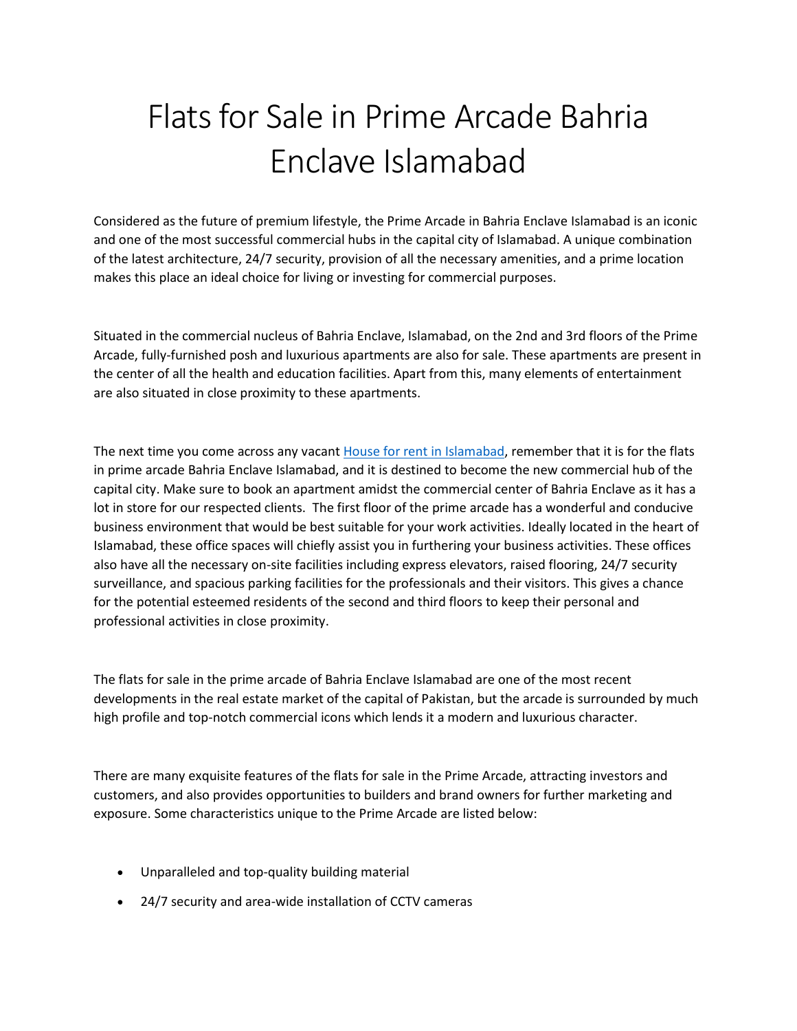# Flats for Sale in Prime Arcade Bahria Enclave Islamabad

Considered as the future of premium lifestyle, the Prime Arcade in Bahria Enclave Islamabad is an iconic and one of the most successful commercial hubs in the capital city of Islamabad. A unique combination of the latest architecture, 24/7 security, provision of all the necessary amenities, and a prime location makes this place an ideal choice for living or investing for commercial purposes.

Situated in the commercial nucleus of Bahria Enclave, Islamabad, on the 2nd and 3rd floors of the Prime Arcade, fully-furnished posh and luxurious apartments are also for sale. These apartments are present in the center of all the health and education facilities. Apart from this, many elements of entertainment are also situated in close proximity to these apartments.

The next time you come across any vacant [House for rent in Islamabad](), remember that it is for the flats in prime arcade Bahria Enclave Islamabad, and it is destined to become the new commercial hub of the capital city. Make sure to book an apartment amidst the commercial center of Bahria Enclave as it has a lot in store for our respected clients. The first floor of the prime arcade has a wonderful and conducive business environment that would be best suitable for your work activities. Ideally located in the heart of Islamabad, these office spaces will chiefly assist you in furthering your business activities. These offices also have all the necessary on-site facilities including express elevators, raised flooring, 24/7 security surveillance, and spacious parking facilities for the professionals and their visitors. This gives a chance for the potential esteemed residents of the second and third floors to keep their personal and professional activities in close proximity.

The flats for sale in the prime arcade of Bahria Enclave Islamabad are one of the most recent developments in the real estate market of the capital of Pakistan, but the arcade is surrounded by much high profile and top-notch commercial icons which lends it a modern and luxurious character.

There are many exquisite features of the flats for sale in the Prime Arcade, attracting investors and customers, and also provides opportunities to builders and brand owners for further marketing and exposure. Some characteristics unique to the Prime Arcade are listed below:

- Unparalleled and top-quality building material
- 24/7 security and area-wide installation of CCTV cameras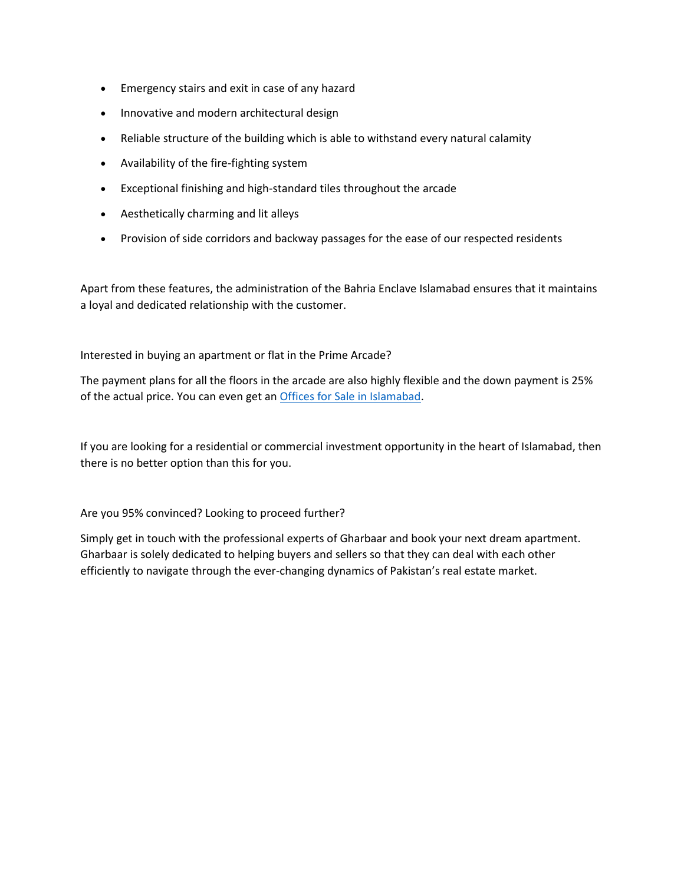- Emergency stairs and exit in case of any hazard
- Innovative and modern architectural design
- Reliable structure of the building which is able to withstand every natural calamity
- Availability of the fire-fighting system
- Exceptional finishing and high-standard tiles throughout the arcade
- Aesthetically charming and lit alleys
- Provision of side corridors and backway passages for the ease of our respected residents

Apart from these features, the administration of the Bahria Enclave Islamabad ensures that it maintains a loyal and dedicated relationship with the customer.

Interested in buying an apartment or flat in the Prime Arcade?

The payment plans for all the floors in the arcade are also highly flexible and the down payment is 25% of the actual price. You can even get an Offices for Sale in Islamabad.

If you are looking for a residential or commercial investment opportunity in the heart of Islamabad, then there is no better option than this for you.

Are you 95% convinced? Looking to proceed further?

Simply get in touch with the professional experts of Gharbaar and book your next dream apartment. Gharbaar is solely dedicated to helping buyers and sellers so that they can deal with each other efficiently to navigate through the ever-changing dynamics of Pakistan's real estate market.